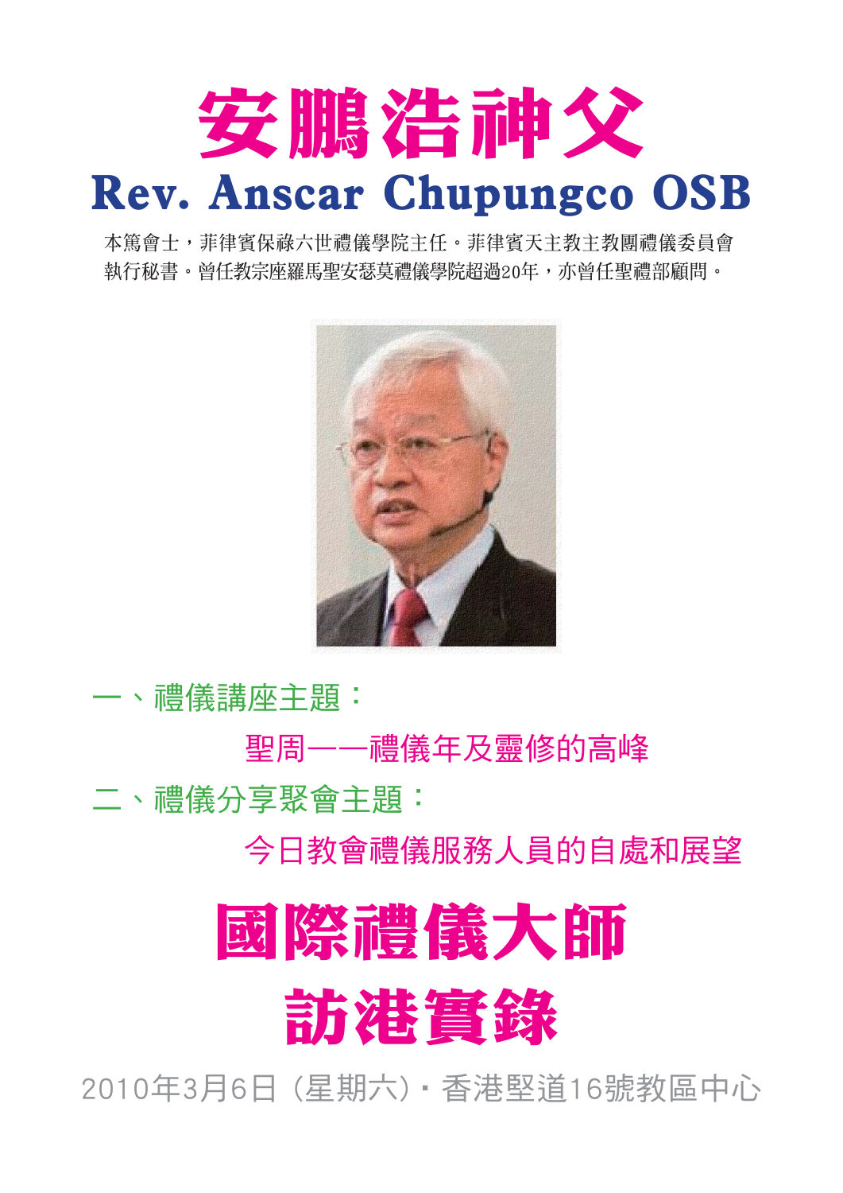# 安鵬浩神父

## Rev. Anscar Chupungco OSB

本篤會士，菲律賓保祿六世禮儀學院主任。菲律賓天主教主教團禮儀委員會執行秘書。曾任教宗座羅馬聖安瑟莫禮儀學院超過20年，亦曾任聖禮部顧問。

一、禮儀講座主題：

聖周——禮儀年及靈修的高峰

二、禮儀分享聚會主題：

今日教會禮儀服務人員的自處和展望

# 國際禮儀大師
# 訪港實錄

2010年3月6日（星期六）• 香港堅道16號教區中心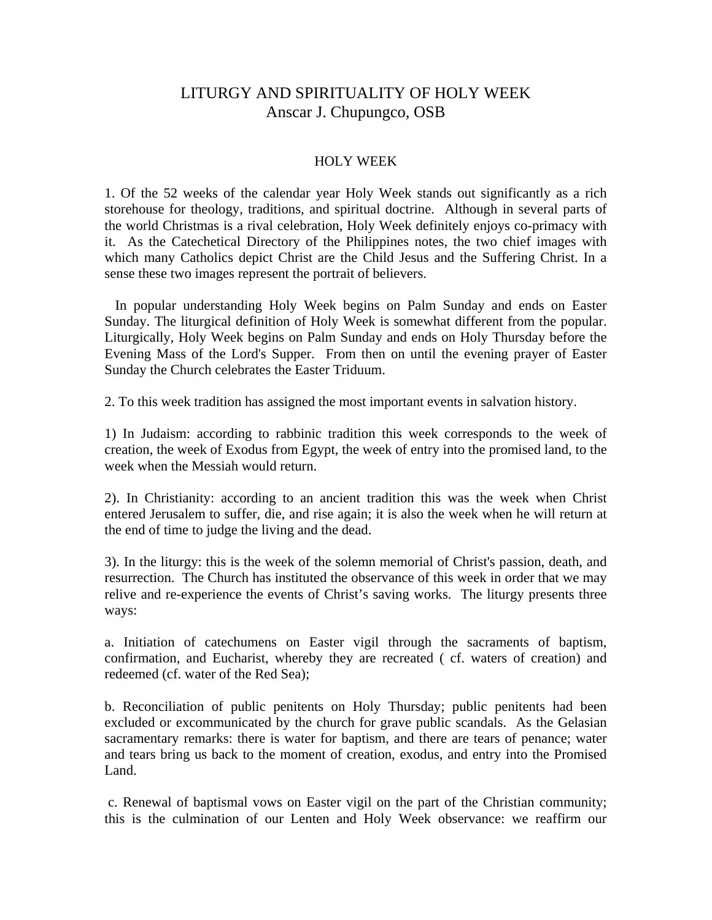# LITURGY AND SPIRITUALITY OF HOLY WEEK

Anscar J. Chupungco, OSB

## HOLY WEEK

1. Of the 52 weeks of the calendar year Holy Week stands out significantly as a rich storehouse for theology, traditions, and spiritual doctrine. Although in several parts of the world Christmas is a rival celebration, Holy Week definitely enjoys co-primacy with it. As the Catechetical Directory of the Philippines notes, the two chief images with which many Catholics depict Christ are the Child Jesus and the Suffering Christ. In a sense these two images represent the portrait of believers.

In popular understanding Holy Week begins on Palm Sunday and ends on Easter Sunday. The liturgical definition of Holy Week is somewhat different from the popular. Liturgically, Holy Week begins on Palm Sunday and ends on Holy Thursday before the Evening Mass of the Lord's Supper. From then on until the evening prayer of Easter Sunday the Church celebrates the Easter Triduum.

2. To this week tradition has assigned the most important events in salvation history.

1) In Judaism: according to rabbinic tradition this week corresponds to the week of creation, the week of Exodus from Egypt, the week of entry into the promised land, to the week when the Messiah would return.

2). In Christianity: according to an ancient tradition this was the week when Christ entered Jerusalem to suffer, die, and rise again; it is also the week when he will return at the end of time to judge the living and the dead.

3). In the liturgy: this is the week of the solemn memorial of Christ's passion, death, and resurrection. The Church has instituted the observance of this week in order that we may relive and re-experience the events of Christ's saving works. The liturgy presents three ways:

a. Initiation of catechumens on Easter vigil through the sacraments of baptism, confirmation, and Eucharist, whereby they are recreated ( cf. waters of creation) and redeemed (cf. water of the Red Sea);

b. Reconciliation of public penitents on Holy Thursday; public penitents had been excluded or excommunicated by the church for grave public scandals. As the Gelasian sacramentary remarks: there is water for baptism, and there are tears of penance; water and tears bring us back to the moment of creation, exodus, and entry into the Promised Land.

c. Renewal of baptismal vows on Easter vigil on the part of the Christian community; this is the culmination of our Lenten and Holy Week observance: we reaffirm our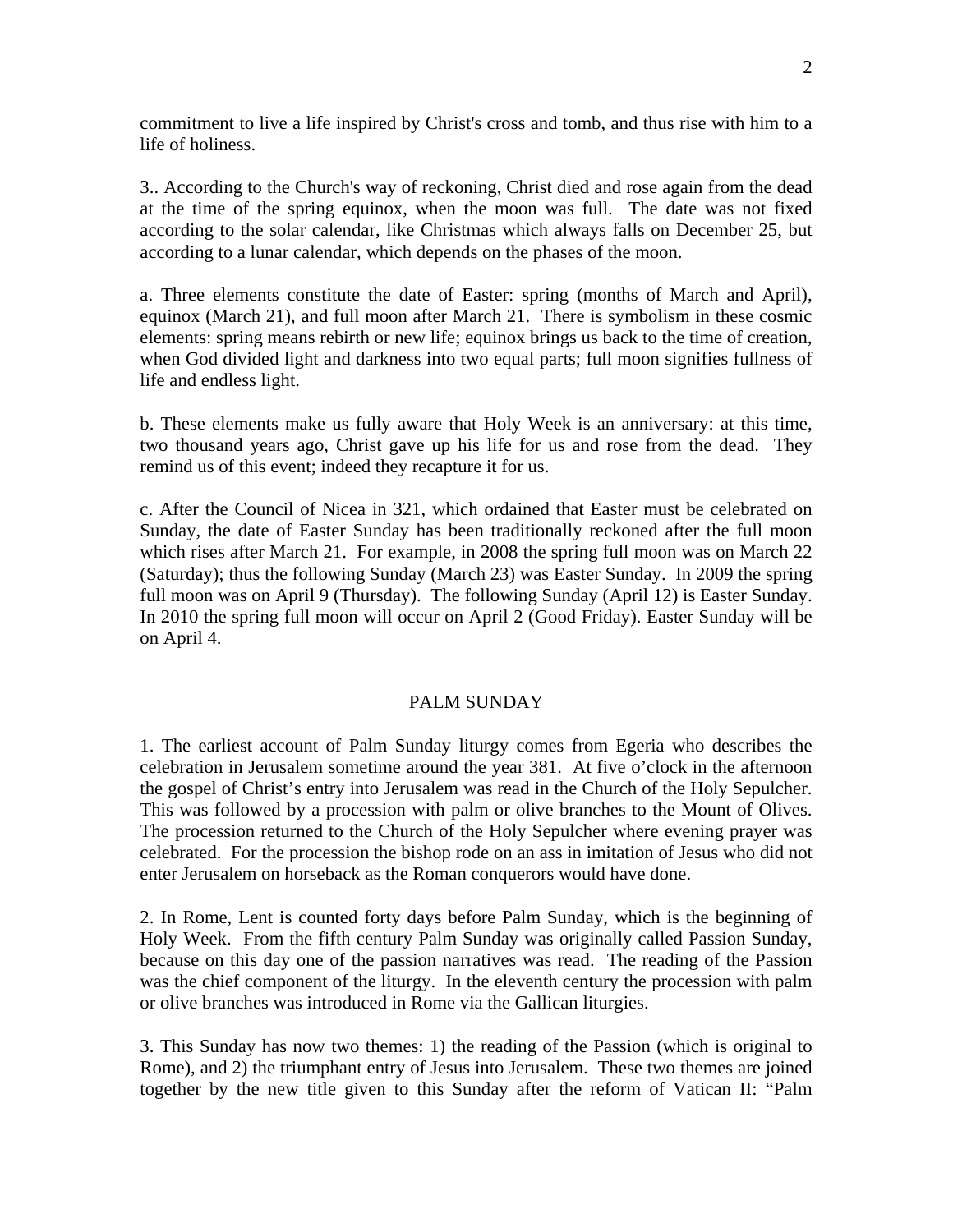commitment to live a life inspired by Christ's cross and tomb, and thus rise with him to a life of holiness.

3.. According to the Church's way of reckoning, Christ died and rose again from the dead at the time of the spring equinox, when the moon was full. The date was not fixed according to the solar calendar, like Christmas which always falls on December 25, but according to a lunar calendar, which depends on the phases of the moon.

a. Three elements constitute the date of Easter: spring (months of March and April), equinox (March 21), and full moon after March 21. There is symbolism in these cosmic elements: spring means rebirth or new life; equinox brings us back to the time of creation, when God divided light and darkness into two equal parts; full moon signifies fullness of life and endless light.

b. These elements make us fully aware that Holy Week is an anniversary: at this time, two thousand years ago, Christ gave up his life for us and rose from the dead. They remind us of this event; indeed they recapture it for us.

c. After the Council of Nicea in 321, which ordained that Easter must be celebrated on Sunday, the date of Easter Sunday has been traditionally reckoned after the full moon which rises after March 21. For example, in 2008 the spring full moon was on March 22 (Saturday); thus the following Sunday (March 23) was Easter Sunday. In 2009 the spring full moon was on April 9 (Thursday). The following Sunday (April 12) is Easter Sunday. In 2010 the spring full moon will occur on April 2 (Good Friday). Easter Sunday will be on April 4.

## PALM SUNDAY

1. The earliest account of Palm Sunday liturgy comes from Egeria who describes the celebration in Jerusalem sometime around the year 381. At five o'clock in the afternoon the gospel of Christ's entry into Jerusalem was read in the Church of the Holy Sepulcher. This was followed by a procession with palm or olive branches to the Mount of Olives. The procession returned to the Church of the Holy Sepulcher where evening prayer was celebrated. For the procession the bishop rode on an ass in imitation of Jesus who did not enter Jerusalem on horseback as the Roman conquerors would have done.

2. In Rome, Lent is counted forty days before Palm Sunday, which is the beginning of Holy Week. From the fifth century Palm Sunday was originally called Passion Sunday, because on this day one of the passion narratives was read. The reading of the Passion was the chief component of the liturgy. In the eleventh century the procession with palm or olive branches was introduced in Rome via the Gallican liturgies.

3. This Sunday has now two themes: 1) the reading of the Passion (which is original to Rome), and 2) the triumphant entry of Jesus into Jerusalem. These two themes are joined together by the new title given to this Sunday after the reform of Vatican II: "Palm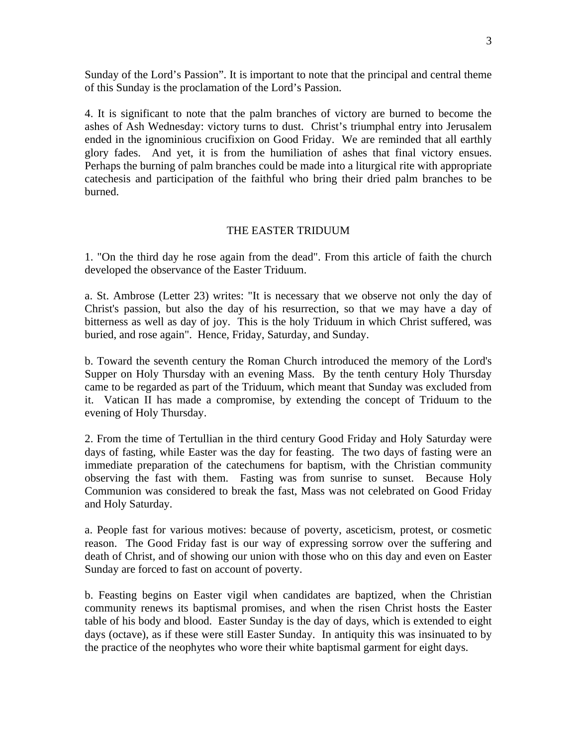Sunday of the Lord's Passion". It is important to note that the principal and central theme of this Sunday is the proclamation of the Lord's Passion.

4. It is significant to note that the palm branches of victory are burned to become the ashes of Ash Wednesday: victory turns to dust. Christ's triumphal entry into Jerusalem ended in the ignominious crucifixion on Good Friday. We are reminded that all earthly glory fades. And yet, it is from the humiliation of ashes that final victory ensues. Perhaps the burning of palm branches could be made into a liturgical rite with appropriate catechesis and participation of the faithful who bring their dried palm branches to be burned.

## THE EASTER TRIDUUM

1. "On the third day he rose again from the dead". From this article of faith the church developed the observance of the Easter Triduum.

a. St. Ambrose (Letter 23) writes: "It is necessary that we observe not only the day of Christ's passion, but also the day of his resurrection, so that we may have a day of bitterness as well as day of joy. This is the holy Triduum in which Christ suffered, was buried, and rose again". Hence, Friday, Saturday, and Sunday.

b. Toward the seventh century the Roman Church introduced the memory of the Lord's Supper on Holy Thursday with an evening Mass. By the tenth century Holy Thursday came to be regarded as part of the Triduum, which meant that Sunday was excluded from it. Vatican II has made a compromise, by extending the concept of Triduum to the evening of Holy Thursday.

2. From the time of Tertullian in the third century Good Friday and Holy Saturday were days of fasting, while Easter was the day for feasting. The two days of fasting were an immediate preparation of the catechumens for baptism, with the Christian community observing the fast with them. Fasting was from sunrise to sunset. Because Holy Communion was considered to break the fast, Mass was not celebrated on Good Friday and Holy Saturday.

a. People fast for various motives: because of poverty, asceticism, protest, or cosmetic reason. The Good Friday fast is our way of expressing sorrow over the suffering and death of Christ, and of showing our union with those who on this day and even on Easter Sunday are forced to fast on account of poverty.

b. Feasting begins on Easter vigil when candidates are baptized, when the Christian community renews its baptismal promises, and when the risen Christ hosts the Easter table of his body and blood. Easter Sunday is the day of days, which is extended to eight days (octave), as if these were still Easter Sunday. In antiquity this was insinuated to by the practice of the neophytes who wore their white baptismal garment for eight days.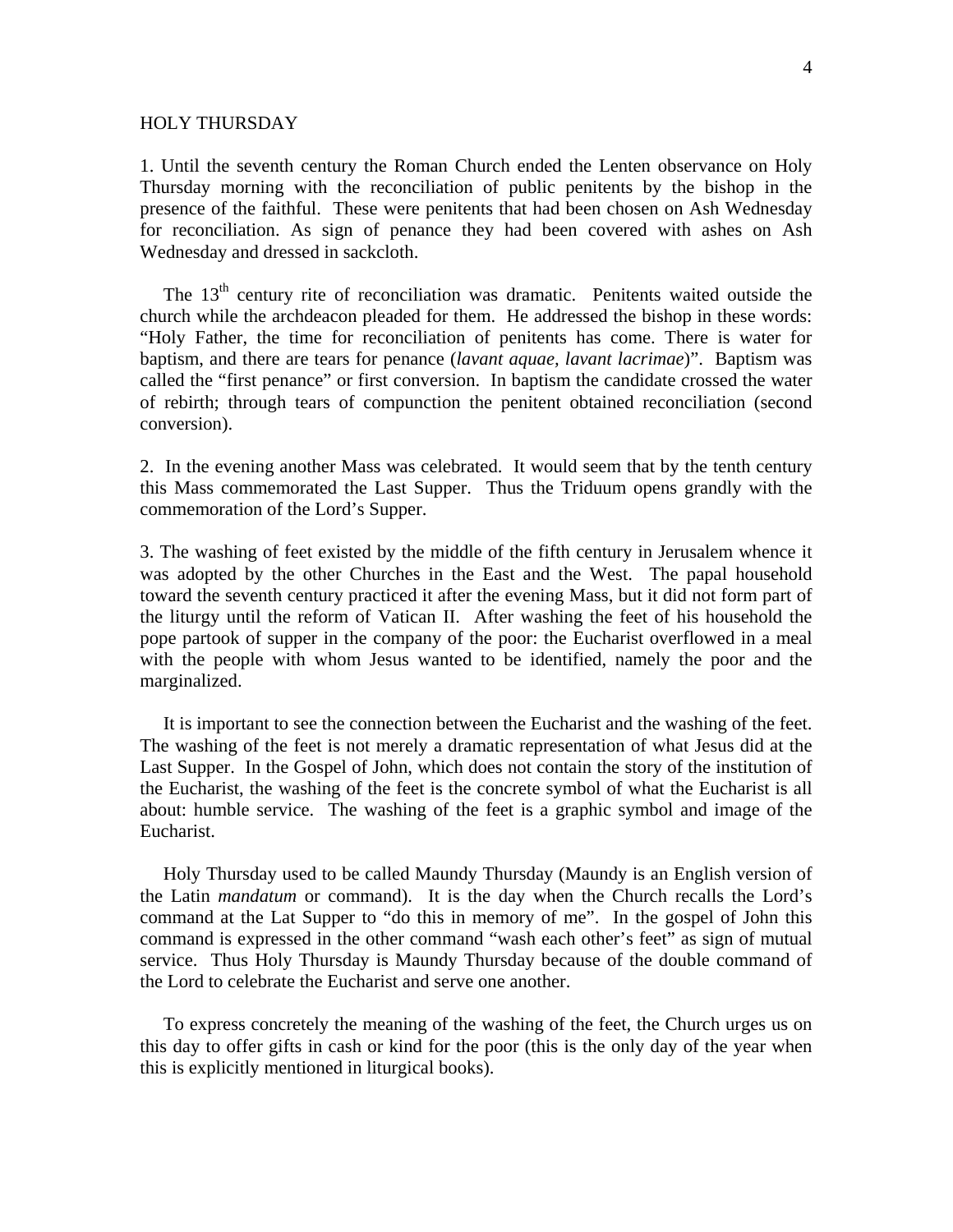HOLY THURSDAY

1. Until the seventh century the Roman Church ended the Lenten observance on Holy Thursday morning with the reconciliation of public penitents by the bishop in the presence of the faithful. These were penitents that had been chosen on Ash Wednesday for reconciliation. As sign of penance they had been covered with ashes on Ash Wednesday and dressed in sackcloth.

The 13th century rite of reconciliation was dramatic. Penitents waited outside the church while the archdeacon pleaded for them. He addressed the bishop in these words: "Holy Father, the time for reconciliation of penitents has come. There is water for baptism, and there are tears for penance (*lavant aquae, lavant lacrimae*)". Baptism was called the "first penance" or first conversion. In baptism the candidate crossed the water of rebirth; through tears of compunction the penitent obtained reconciliation (second conversion).

2. In the evening another Mass was celebrated. It would seem that by the tenth century this Mass commemorated the Last Supper. Thus the Triduum opens grandly with the commemoration of the Lord's Supper.

3. The washing of feet existed by the middle of the fifth century in Jerusalem whence it was adopted by the other Churches in the East and the West. The papal household toward the seventh century practiced it after the evening Mass, but it did not form part of the liturgy until the reform of Vatican II. After washing the feet of his household the pope partook of supper in the company of the poor: the Eucharist overflowed in a meal with the people with whom Jesus wanted to be identified, namely the poor and the marginalized.

It is important to see the connection between the Eucharist and the washing of the feet. The washing of the feet is not merely a dramatic representation of what Jesus did at the Last Supper. In the Gospel of John, which does not contain the story of the institution of the Eucharist, the washing of the feet is the concrete symbol of what the Eucharist is all about: humble service. The washing of the feet is a graphic symbol and image of the Eucharist.

Holy Thursday used to be called Maundy Thursday (Maundy is an English version of the Latin *mandatum* or command). It is the day when the Church recalls the Lord's command at the Lat Supper to "do this in memory of me". In the gospel of John this command is expressed in the other command "wash each other's feet" as sign of mutual service. Thus Holy Thursday is Maundy Thursday because of the double command of the Lord to celebrate the Eucharist and serve one another.

To express concretely the meaning of the washing of the feet, the Church urges us on this day to offer gifts in cash or kind for the poor (this is the only day of the year when this is explicitly mentioned in liturgical books).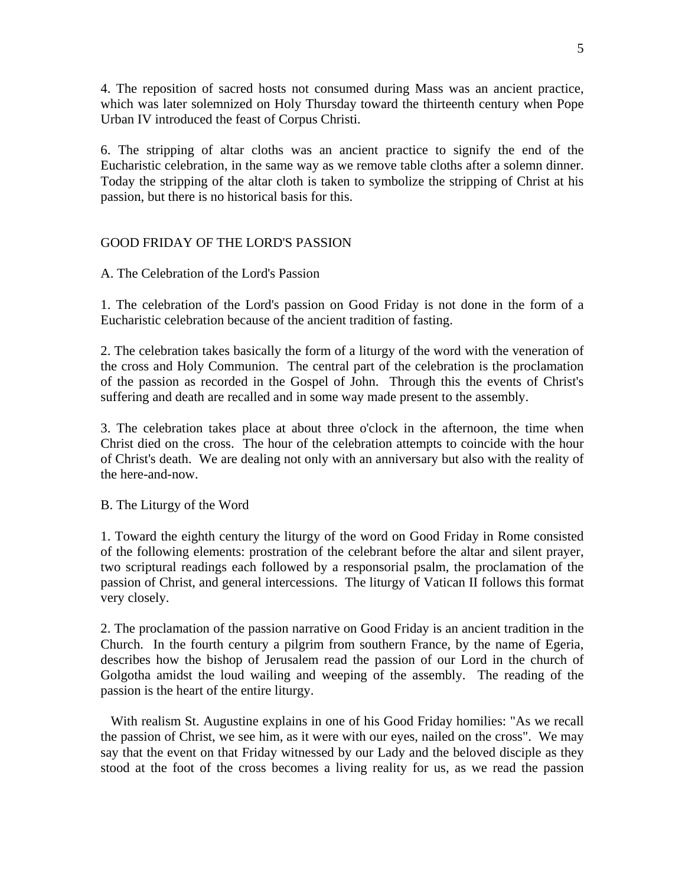4. The reposition of sacred hosts not consumed during Mass was an ancient practice, which was later solemnized on Holy Thursday toward the thirteenth century when Pope Urban IV introduced the feast of Corpus Christi.

6. The stripping of altar cloths was an ancient practice to signify the end of the Eucharistic celebration, in the same way as we remove table cloths after a solemn dinner. Today the stripping of the altar cloth is taken to symbolize the stripping of Christ at his passion, but there is no historical basis for this.

## GOOD FRIDAY OF THE LORD'S PASSION

### A. The Celebration of the Lord's Passion

1. The celebration of the Lord's passion on Good Friday is not done in the form of a Eucharistic celebration because of the ancient tradition of fasting.

2. The celebration takes basically the form of a liturgy of the word with the veneration of the cross and Holy Communion. The central part of the celebration is the proclamation of the passion as recorded in the Gospel of John. Through this the events of Christ's suffering and death are recalled and in some way made present to the assembly.

3. The celebration takes place at about three o'clock in the afternoon, the time when Christ died on the cross. The hour of the celebration attempts to coincide with the hour of Christ's death. We are dealing not only with an anniversary but also with the reality of the here-and-now.

### B. The Liturgy of the Word

1. Toward the eighth century the liturgy of the word on Good Friday in Rome consisted of the following elements: prostration of the celebrant before the altar and silent prayer, two scriptural readings each followed by a responsorial psalm, the proclamation of the passion of Christ, and general intercessions. The liturgy of Vatican II follows this format very closely.

2. The proclamation of the passion narrative on Good Friday is an ancient tradition in the Church. In the fourth century a pilgrim from southern France, by the name of Egeria, describes how the bishop of Jerusalem read the passion of our Lord in the church of Golgotha amidst the loud wailing and weeping of the assembly. The reading of the passion is the heart of the entire liturgy.

With realism St. Augustine explains in one of his Good Friday homilies: "As we recall the passion of Christ, we see him, as it were with our eyes, nailed on the cross". We may say that the event on that Friday witnessed by our Lady and the beloved disciple as they stood at the foot of the cross becomes a living reality for us, as we read the passion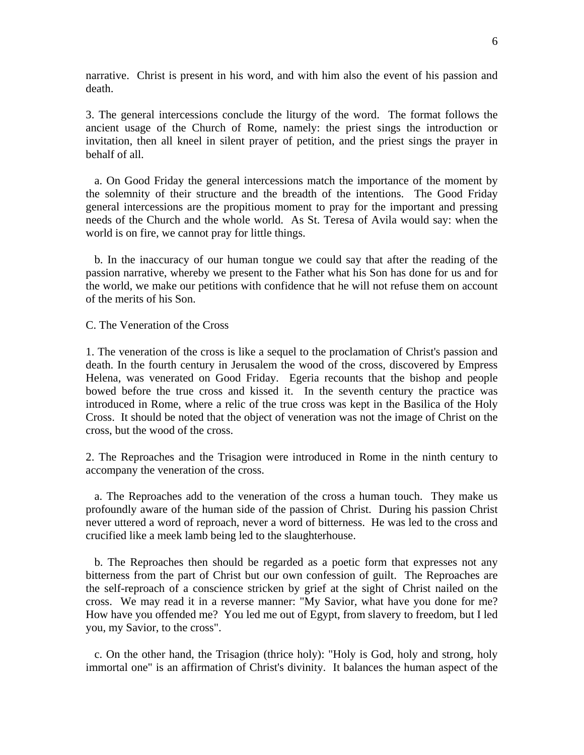narrative. Christ is present in his word, and with him also the event of his passion and death.

3. The general intercessions conclude the liturgy of the word. The format follows the ancient usage of the Church of Rome, namely: the priest sings the introduction or invitation, then all kneel in silent prayer of petition, and the priest sings the prayer in behalf of all.

a. On Good Friday the general intercessions match the importance of the moment by the solemnity of their structure and the breadth of the intentions. The Good Friday general intercessions are the propitious moment to pray for the important and pressing needs of the Church and the whole world. As St. Teresa of Avila would say: when the world is on fire, we cannot pray for little things.

b. In the inaccuracy of our human tongue we could say that after the reading of the passion narrative, whereby we present to the Father what his Son has done for us and for the world, we make our petitions with confidence that he will not refuse them on account of the merits of his Son.

C. The Veneration of the Cross

1. The veneration of the cross is like a sequel to the proclamation of Christ's passion and death. In the fourth century in Jerusalem the wood of the cross, discovered by Empress Helena, was venerated on Good Friday. Egeria recounts that the bishop and people bowed before the true cross and kissed it. In the seventh century the practice was introduced in Rome, where a relic of the true cross was kept in the Basilica of the Holy Cross. It should be noted that the object of veneration was not the image of Christ on the cross, but the wood of the cross.

2. The Reproaches and the Trisagion were introduced in Rome in the ninth century to accompany the veneration of the cross.

a. The Reproaches add to the veneration of the cross a human touch. They make us profoundly aware of the human side of the passion of Christ. During his passion Christ never uttered a word of reproach, never a word of bitterness. He was led to the cross and crucified like a meek lamb being led to the slaughterhouse.

b. The Reproaches then should be regarded as a poetic form that expresses not any bitterness from the part of Christ but our own confession of guilt. The Reproaches are the self-reproach of a conscience stricken by grief at the sight of Christ nailed on the cross. We may read it in a reverse manner: "My Savior, what have you done for me? How have you offended me? You led me out of Egypt, from slavery to freedom, but I led you, my Savior, to the cross".

c. On the other hand, the Trisagion (thrice holy): "Holy is God, holy and strong, holy immortal one" is an affirmation of Christ's divinity. It balances the human aspect of the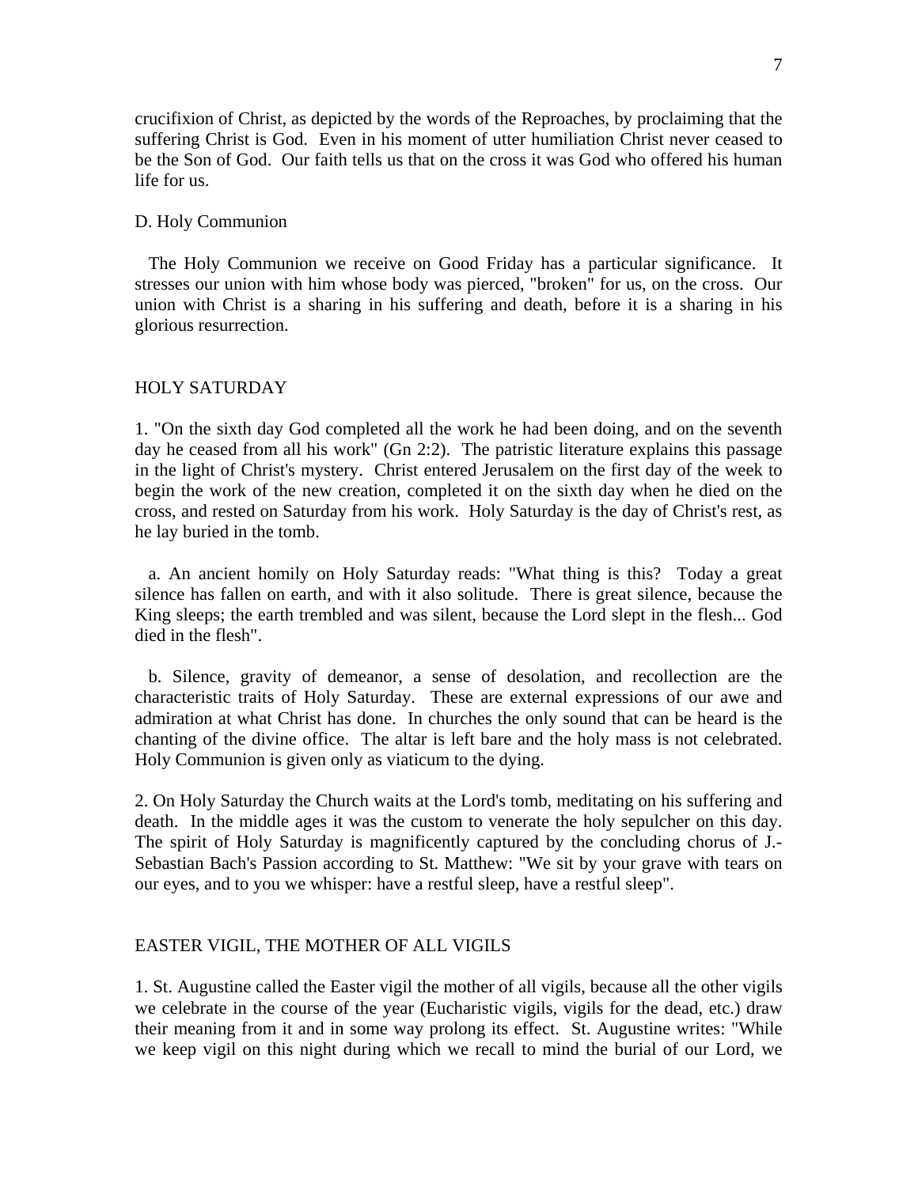crucifixion of Christ, as depicted by the words of the Reproaches, by proclaiming that the suffering Christ is God. Even in his moment of utter humiliation Christ never ceased to be the Son of God. Our faith tells us that on the cross it was God who offered his human life for us.

D. Holy Communion

The Holy Communion we receive on Good Friday has a particular significance. It stresses our union with him whose body was pierced, "broken" for us, on the cross. Our union with Christ is a sharing in his suffering and death, before it is a sharing in his glorious resurrection.

## HOLY SATURDAY

1. "On the sixth day God completed all the work he had been doing, and on the seventh day he ceased from all his work" (Gn 2:2). The patristic literature explains this passage in the light of Christ's mystery. Christ entered Jerusalem on the first day of the week to begin the work of the new creation, completed it on the sixth day when he died on the cross, and rested on Saturday from his work. Holy Saturday is the day of Christ's rest, as he lay buried in the tomb.

a. An ancient homily on Holy Saturday reads: "What thing is this? Today a great silence has fallen on earth, and with it also solitude. There is great silence, because the King sleeps; the earth trembled and was silent, because the Lord slept in the flesh... God died in the flesh".

b. Silence, gravity of demeanor, a sense of desolation, and recollection are the characteristic traits of Holy Saturday. These are external expressions of our awe and admiration at what Christ has done. In churches the only sound that can be heard is the chanting of the divine office. The altar is left bare and the holy mass is not celebrated. Holy Communion is given only as viaticum to the dying.

2. On Holy Saturday the Church waits at the Lord's tomb, meditating on his suffering and death. In the middle ages it was the custom to venerate the holy sepulcher on this day. The spirit of Holy Saturday is magnificently captured by the concluding chorus of J.-Sebastian Bach's Passion according to St. Matthew: "We sit by your grave with tears on our eyes, and to you we whisper: have a restful sleep, have a restful sleep".

## EASTER VIGIL, THE MOTHER OF ALL VIGILS

1. St. Augustine called the Easter vigil the mother of all vigils, because all the other vigils we celebrate in the course of the year (Eucharistic vigils, vigils for the dead, etc.) draw their meaning from it and in some way prolong its effect. St. Augustine writes: "While we keep vigil on this night during which we recall to mind the burial of our Lord, we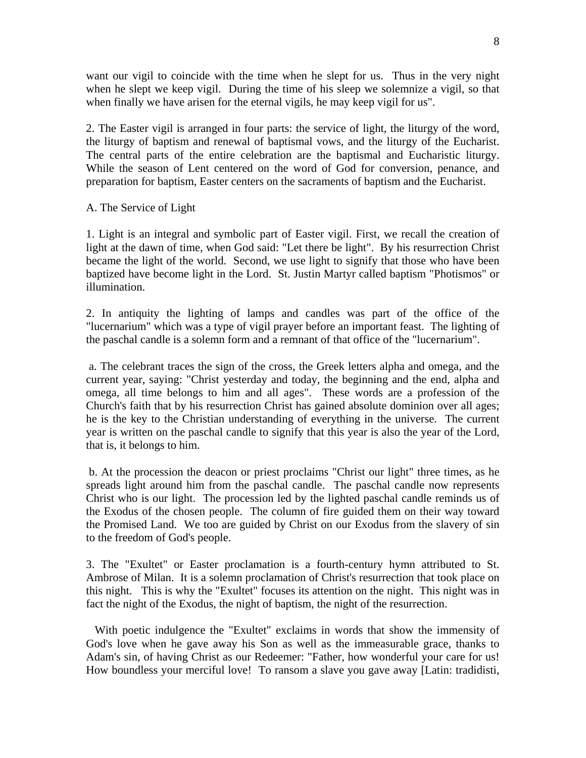want our vigil to coincide with the time when he slept for us. Thus in the very night when he slept we keep vigil. During the time of his sleep we solemnize a vigil, so that when finally we have arisen for the eternal vigils, he may keep vigil for us".

2. The Easter vigil is arranged in four parts: the service of light, the liturgy of the word, the liturgy of baptism and renewal of baptismal vows, and the liturgy of the Eucharist. The central parts of the entire celebration are the baptismal and Eucharistic liturgy. While the season of Lent centered on the word of God for conversion, penance, and preparation for baptism, Easter centers on the sacraments of baptism and the Eucharist.

A. The Service of Light

1. Light is an integral and symbolic part of Easter vigil. First, we recall the creation of light at the dawn of time, when God said: "Let there be light". By his resurrection Christ became the light of the world. Second, we use light to signify that those who have been baptized have become light in the Lord. St. Justin Martyr called baptism "Photismos" or illumination.

2. In antiquity the lighting of lamps and candles was part of the office of the "lucernarium" which was a type of vigil prayer before an important feast. The lighting of the paschal candle is a solemn form and a remnant of that office of the "lucernarium".

a. The celebrant traces the sign of the cross, the Greek letters alpha and omega, and the current year, saying: "Christ yesterday and today, the beginning and the end, alpha and omega, all time belongs to him and all ages". These words are a profession of the Church's faith that by his resurrection Christ has gained absolute dominion over all ages; he is the key to the Christian understanding of everything in the universe. The current year is written on the paschal candle to signify that this year is also the year of the Lord, that is, it belongs to him.

b. At the procession the deacon or priest proclaims "Christ our light" three times, as he spreads light around him from the paschal candle. The paschal candle now represents Christ who is our light. The procession led by the lighted paschal candle reminds us of the Exodus of the chosen people. The column of fire guided them on their way toward the Promised Land. We too are guided by Christ on our Exodus from the slavery of sin to the freedom of God's people.

3. The "Exultet" or Easter proclamation is a fourth-century hymn attributed to St. Ambrose of Milan. It is a solemn proclamation of Christ's resurrection that took place on this night. This is why the "Exultet" focuses its attention on the night. This night was in fact the night of the Exodus, the night of baptism, the night of the resurrection.

With poetic indulgence the "Exultet" exclaims in words that show the immensity of God's love when he gave away his Son as well as the immeasurable grace, thanks to Adam's sin, of having Christ as our Redeemer: "Father, how wonderful your care for us! How boundless your merciful love! To ransom a slave you gave away [Latin: tradidisti,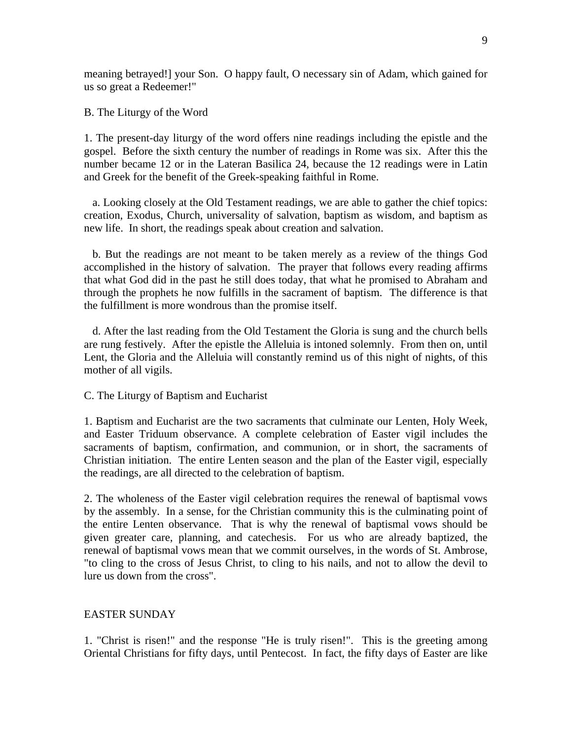meaning betrayed!] your Son. O happy fault, O necessary sin of Adam, which gained for us so great a Redeemer!"

B. The Liturgy of the Word

1. The present-day liturgy of the word offers nine readings including the epistle and the gospel. Before the sixth century the number of readings in Rome was six. After this the number became 12 or in the Lateran Basilica 24, because the 12 readings were in Latin and Greek for the benefit of the Greek-speaking faithful in Rome.

a. Looking closely at the Old Testament readings, we are able to gather the chief topics: creation, Exodus, Church, universality of salvation, baptism as wisdom, and baptism as new life. In short, the readings speak about creation and salvation.

b. But the readings are not meant to be taken merely as a review of the things God accomplished in the history of salvation. The prayer that follows every reading affirms that what God did in the past he still does today, that what he promised to Abraham and through the prophets he now fulfills in the sacrament of baptism. The difference is that the fulfillment is more wondrous than the promise itself.

d. After the last reading from the Old Testament the Gloria is sung and the church bells are rung festively. After the epistle the Alleluia is intoned solemnly. From then on, until Lent, the Gloria and the Alleluia will constantly remind us of this night of nights, of this mother of all vigils.

C. The Liturgy of Baptism and Eucharist

1. Baptism and Eucharist are the two sacraments that culminate our Lenten, Holy Week, and Easter Triduum observance. A complete celebration of Easter vigil includes the sacraments of baptism, confirmation, and communion, or in short, the sacraments of Christian initiation. The entire Lenten season and the plan of the Easter vigil, especially the readings, are all directed to the celebration of baptism.

2. The wholeness of the Easter vigil celebration requires the renewal of baptismal vows by the assembly. In a sense, for the Christian community this is the culminating point of the entire Lenten observance. That is why the renewal of baptismal vows should be given greater care, planning, and catechesis. For us who are already baptized, the renewal of baptismal vows mean that we commit ourselves, in the words of St. Ambrose, "to cling to the cross of Jesus Christ, to cling to his nails, and not to allow the devil to lure us down from the cross".

EASTER SUNDAY

1. "Christ is risen!" and the response "He is truly risen!". This is the greeting among Oriental Christians for fifty days, until Pentecost. In fact, the fifty days of Easter are like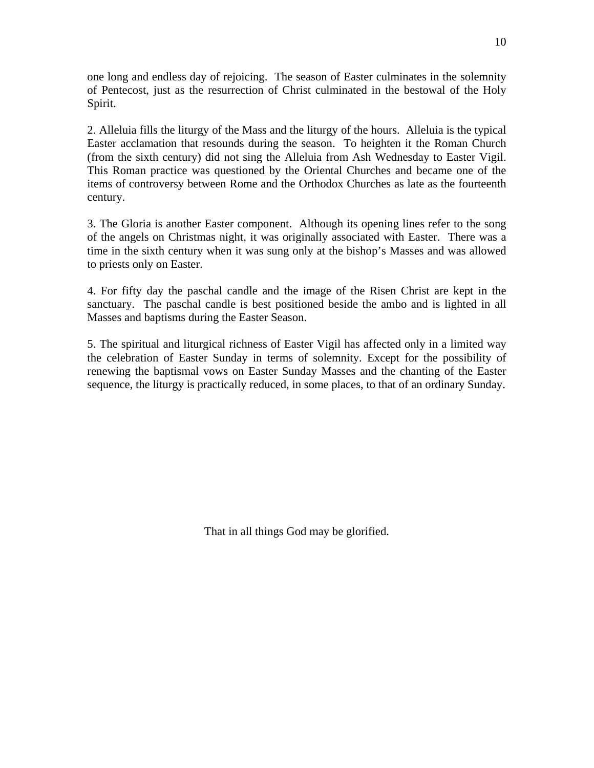one long and endless day of rejoicing. The season of Easter culminates in the solemnity of Pentecost, just as the resurrection of Christ culminated in the bestowal of the Holy Spirit.

2. Alleluia fills the liturgy of the Mass and the liturgy of the hours. Alleluia is the typical Easter acclamation that resounds during the season. To heighten it the Roman Church (from the sixth century) did not sing the Alleluia from Ash Wednesday to Easter Vigil. This Roman practice was questioned by the Oriental Churches and became one of the items of controversy between Rome and the Orthodox Churches as late as the fourteenth century.

3. The Gloria is another Easter component. Although its opening lines refer to the song of the angels on Christmas night, it was originally associated with Easter. There was a time in the sixth century when it was sung only at the bishop's Masses and was allowed to priests only on Easter.

4. For fifty day the paschal candle and the image of the Risen Christ are kept in the sanctuary. The paschal candle is best positioned beside the ambo and is lighted in all Masses and baptisms during the Easter Season.

5. The spiritual and liturgical richness of Easter Vigil has affected only in a limited way the celebration of Easter Sunday in terms of solemnity. Except for the possibility of renewing the baptismal vows on Easter Sunday Masses and the chanting of the Easter sequence, the liturgy is practically reduced, in some places, to that of an ordinary Sunday.

That in all things God may be glorified.